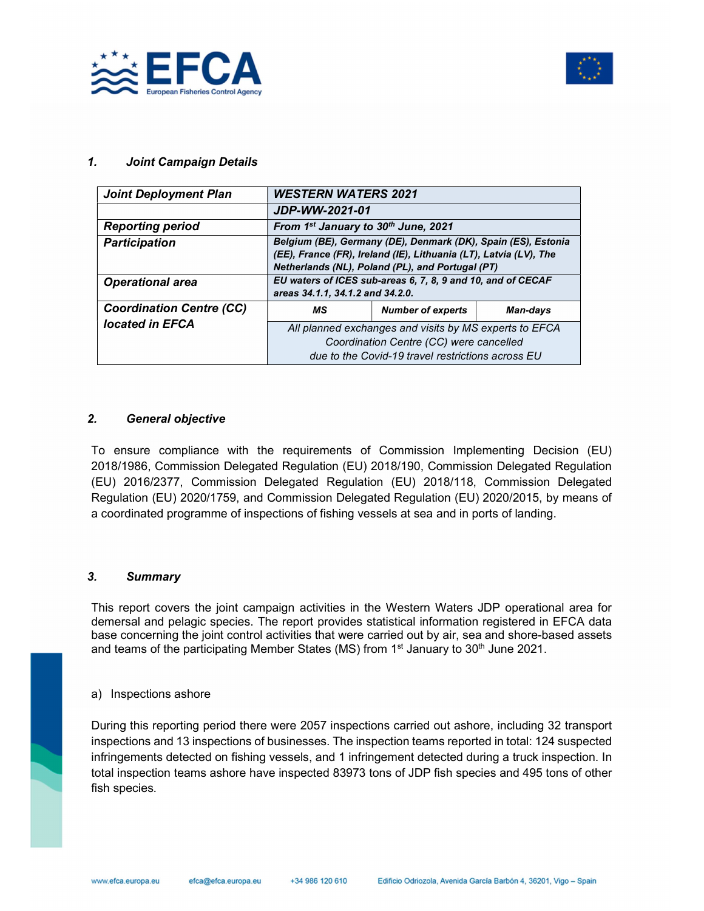### 1. Joint Campaign Details

| | | | |
|---|---|---|---|
| **Joint Deployment Plan** | **WESTERN WATERS 2021** | | |
| | **JDP-WW-2021-01** | | |
| **Reporting period** | **From 1st January to 30th June, 2021** | | |
| **Participation** | **Belgium (BE), Germany (DE), Denmark (DK), Spain (ES), Estonia (EE), France (FR), Ireland (IE), Lithuania (LT), Latvia (LV), The Netherlands (NL), Poland (PL), and Portugal (PT)** | | |
| **Operational area** | **EU waters of ICES sub-areas 6, 7, 8, 9 and 10, and of CECAF areas 34.1.1, 34.1.2 and 34.2.0.** | | |
| **Coordination Centre (CC) located in EFCA** | **MS** | **Number of experts** | **Man-days** |
| | *All planned exchanges and visits by MS experts to EFCA Coordination Centre (CC) were cancelled due to the Covid-19 travel restrictions across EU* | | |

### 2. General objective

To ensure compliance with the requirements of Commission Implementing Decision (EU) 2018/1986, Commission Delegated Regulation (EU) 2018/190, Commission Delegated Regulation (EU) 2016/2377, Commission Delegated Regulation (EU) 2018/118, Commission Delegated Regulation (EU) 2020/1759, and Commission Delegated Regulation (EU) 2020/2015, by means of a coordinated programme of inspections of fishing vessels at sea and in ports of landing.

### 3. Summary

This report covers the joint campaign activities in the Western Waters JDP operational area for demersal and pelagic species. The report provides statistical information registered in EFCA data base concerning the joint control activities that were carried out by air, sea and shore-based assets and teams of the participating Member States (MS) from 1st January to 30th June 2021.

a) Inspections ashore

During this reporting period there were 2057 inspections carried out ashore, including 32 transport inspections and 13 inspections of businesses. The inspection teams reported in total: 124 suspected infringements detected on fishing vessels, and 1 infringement detected during a truck inspection. In total inspection teams ashore have inspected 83973 tons of JDP fish species and 495 tons of other fish species.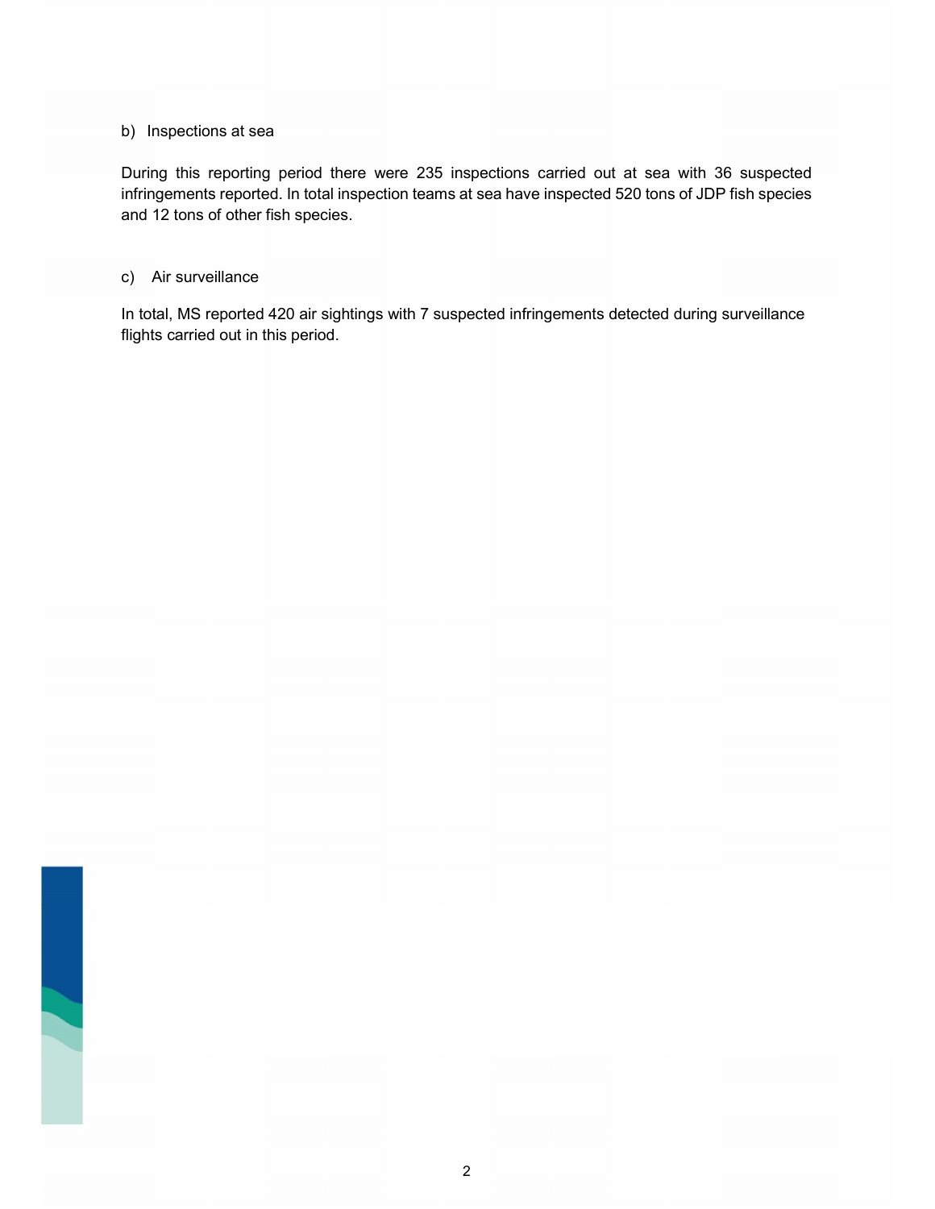b) Inspections at sea

During this reporting period there were 235 inspections carried out at sea with 36 suspected infringements reported. In total inspection teams at sea have inspected 520 tons of JDP fish species and 12 tons of other fish species.

c) Air surveillance

In total, MS reported 420 air sightings with 7 suspected infringements detected during surveillance flights carried out in this period.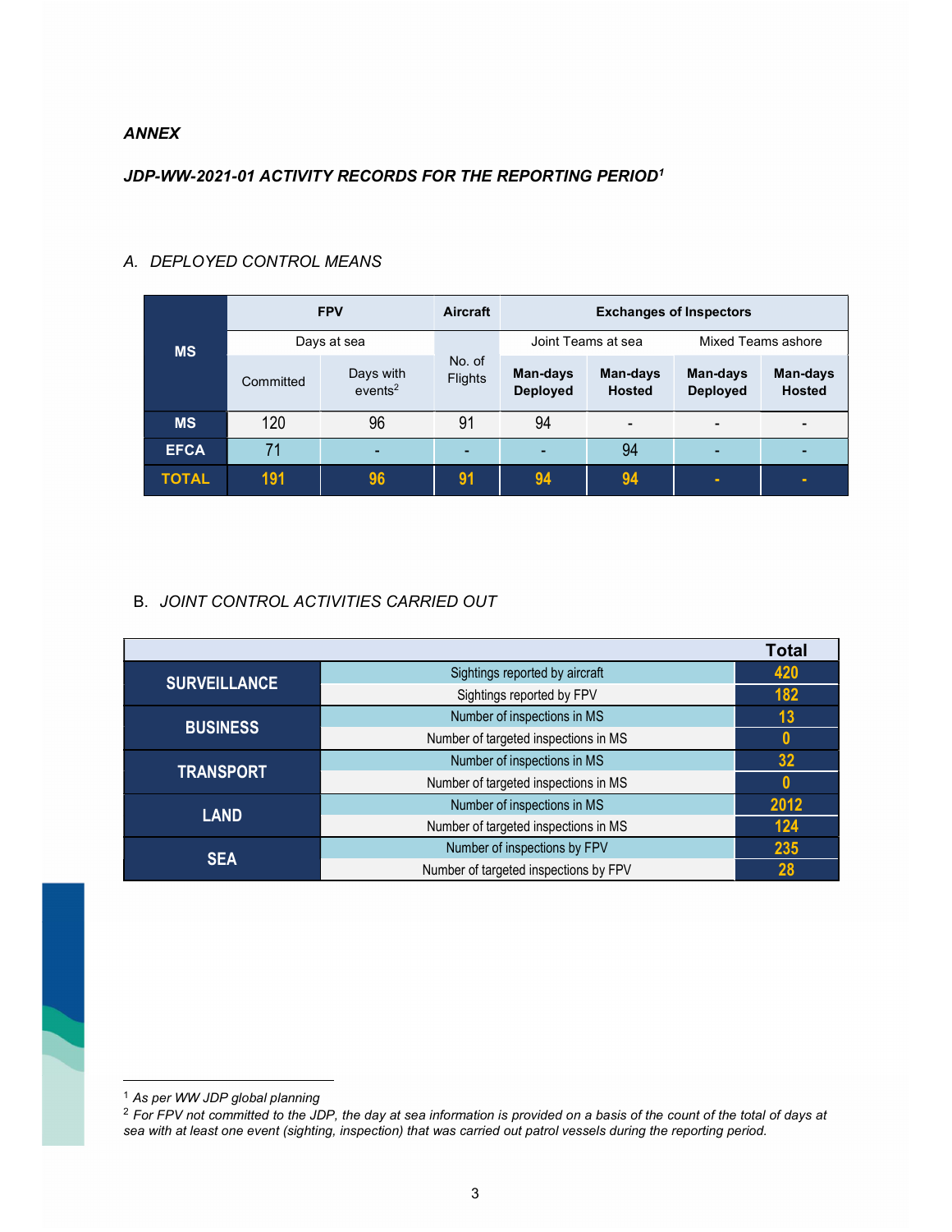***ANNEX***

***JDP-WW-2021-01 ACTIVITY RECORDS FOR THE REPORTING PERIOD[1]***

*A. DEPLOYED CONTROL MEANS*

| MS | FPV | | Aircraft | Exchanges of Inspectors | | | |
|---|---|---|---|---|---|---|---|
| | Days at sea | | No. of Flights | Joint Teams at sea | | Mixed Teams ashore | |
| | Committed | Days with events[2] | | Man-days Deployed | Man-days Hosted | Man-days Deployed | Man-days Hosted |
| **MS** | 120 | 96 | 91 | 94 | - | - | - |
| **EFCA** | 71 | - | - | - | 94 | - | - |
| **TOTAL** | **191** | **96** | **91** | **94** | **94** | **-** | **-** |

B. *JOINT CONTROL ACTIVITIES CARRIED OUT*

| | | **Total** |
|---|---|---|
| **SURVEILLANCE** | Sightings reported by aircraft | **420** |
| | Sightings reported by FPV | **182** |
| **BUSINESS** | Number of inspections in MS | **13** |
| | Number of targeted inspections in MS | **0** |
| **TRANSPORT** | Number of inspections in MS | **32** |
| | Number of targeted inspections in MS | **0** |
| **LAND** | Number of inspections in MS | **2012** |
| | Number of targeted inspections in MS | **124** |
| **SEA** | Number of inspections by FPV | **235** |
| | Number of targeted inspections by FPV | **28** |

[1] *As per WW JDP global planning*

[2] *For FPV not committed to the JDP, the day at sea information is provided on a basis of the count of the total of days at sea with at least one event (sighting, inspection) that was carried out patrol vessels during the reporting period.*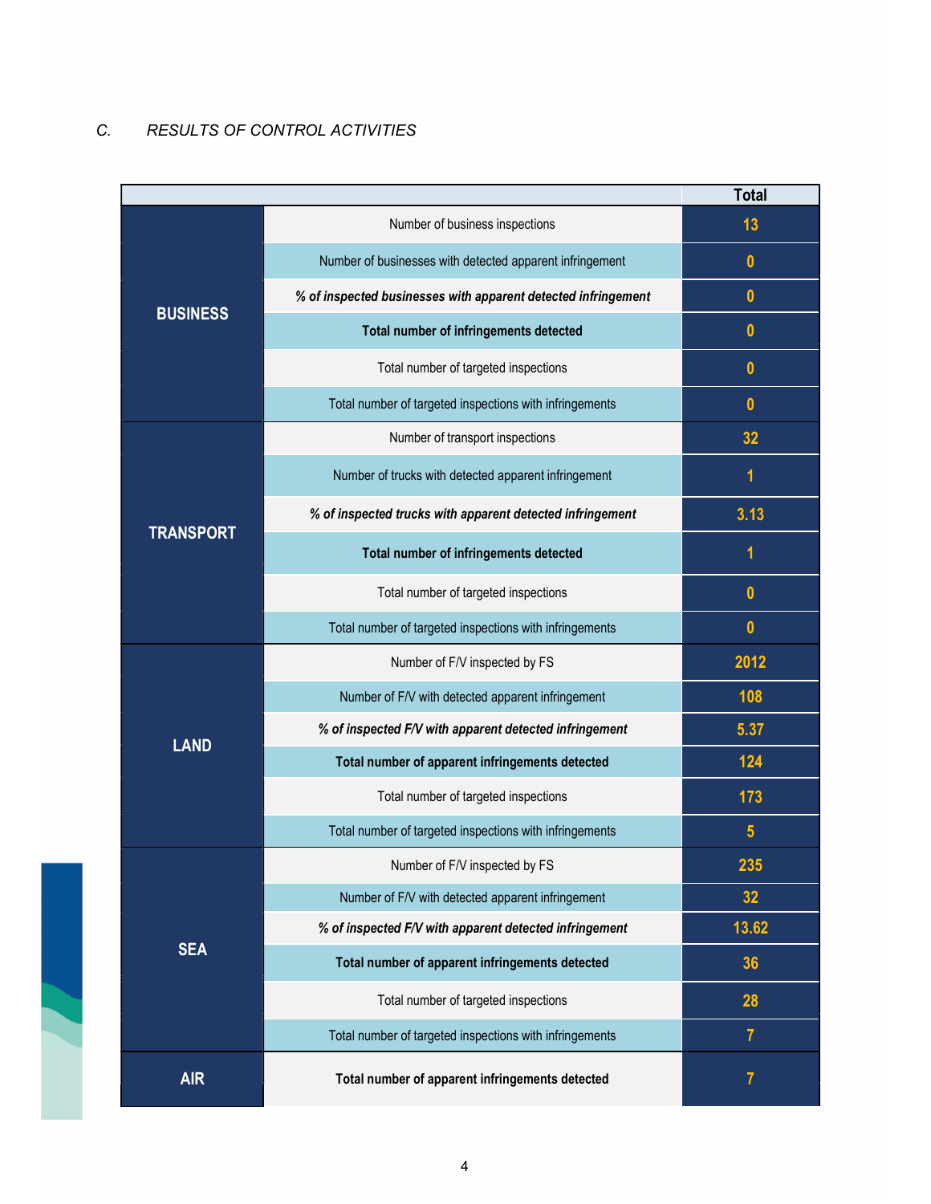## C. RESULTS OF CONTROL ACTIVITIES

| | | Total |
|---|---|---|
| **BUSINESS** | Number of business inspections | 13 |
| | Number of businesses with detected apparent infringement | 0 |
| | ***% of inspected businesses with apparent detected infringement*** | 0 |
| | **Total number of infringements detected** | 0 |
| | Total number of targeted inspections | 0 |
| | Total number of targeted inspections with infringements | 0 |
| **TRANSPORT** | Number of transport inspections | 32 |
| | Number of trucks with detected apparent infringement | 1 |
| | ***% of inspected trucks with apparent detected infringement*** | 3.13 |
| | **Total number of infringements detected** | 1 |
| | Total number of targeted inspections | 0 |
| | Total number of targeted inspections with infringements | 0 |
| **LAND** | Number of F/V inspected by FS | 2012 |
| | Number of F/V with detected apparent infringement | 108 |
| | ***% of inspected F/V with apparent detected infringement*** | 5.37 |
| | **Total number of apparent infringements detected** | 124 |
| | Total number of targeted inspections | 173 |
| | Total number of targeted inspections with infringements | 5 |
| **SEA** | Number of F/V inspected by FS | 235 |
| | Number of F/V with detected apparent infringement | 32 |
| | ***% of inspected F/V with apparent detected infringement*** | 13.62 |
| | **Total number of apparent infringements detected** | 36 |
| | Total number of targeted inspections | 28 |
| | Total number of targeted inspections with infringements | 7 |
| **AIR** | **Total number of apparent infringements detected** | 7 |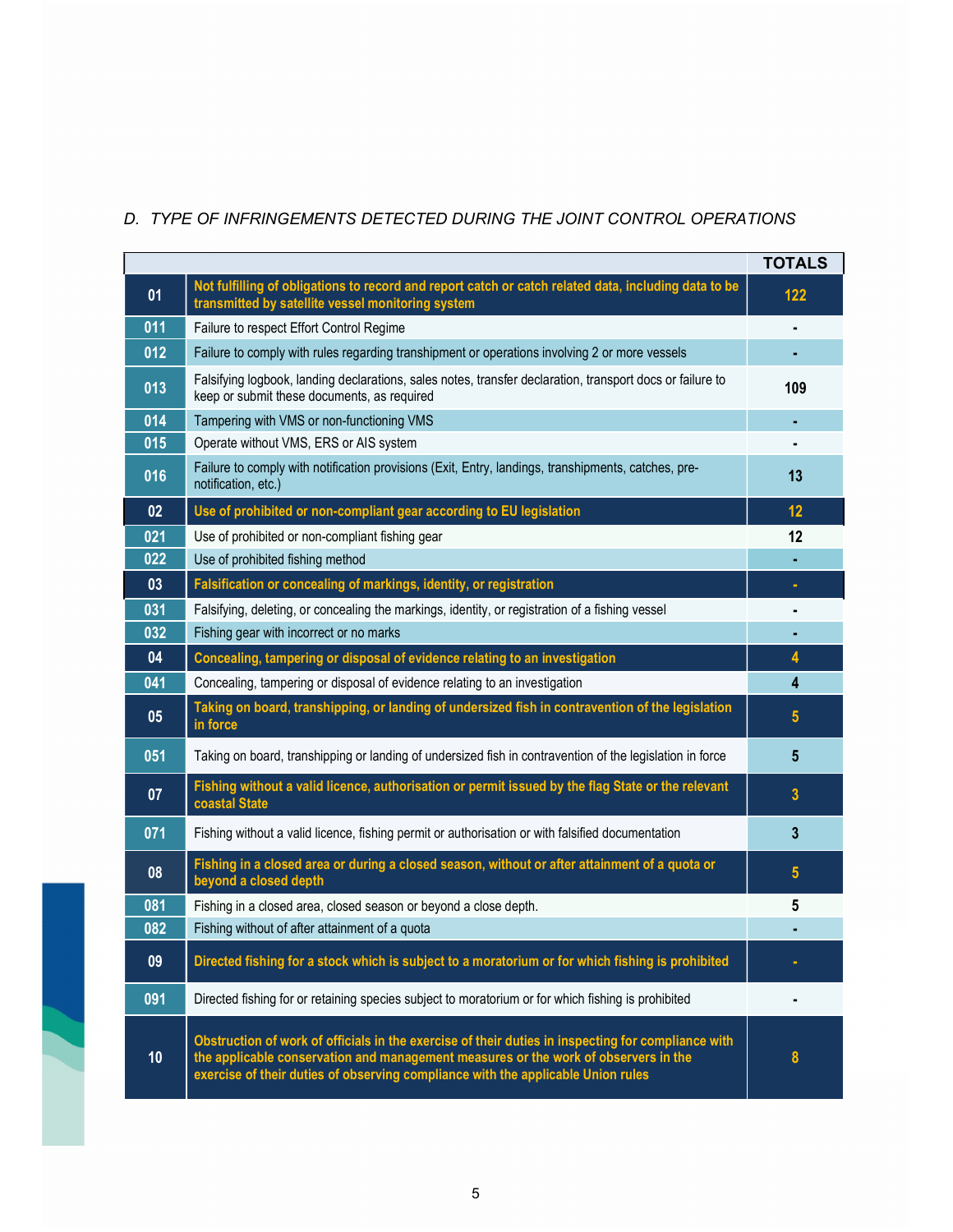*D. TYPE OF INFRINGEMENTS DETECTED DURING THE JOINT CONTROL OPERATIONS*

| | | TOTALS |
|---|---|---|
| **01** | **Not fulfilling of obligations to record and report catch or catch related data, including data to be transmitted by satellite vessel monitoring system** | **122** |
| 011 | Failure to respect Effort Control Regime | - |
| 012 | Failure to comply with rules regarding transhipment or operations involving 2 or more vessels | - |
| 013 | Falsifying logbook, landing declarations, sales notes, transfer declaration, transport docs or failure to keep or submit these documents, as required | 109 |
| 014 | Tampering with VMS or non-functioning VMS | - |
| 015 | Operate without VMS, ERS or AIS system | - |
| 016 | Failure to comply with notification provisions (Exit, Entry, landings, transhipments, catches, pre-notification, etc.) | 13 |
| **02** | **Use of prohibited or non-compliant gear according to EU legislation** | **12** |
| 021 | Use of prohibited or non-compliant fishing gear | 12 |
| 022 | Use of prohibited fishing method | - |
| **03** | **Falsification or concealing of markings, identity, or registration** | **-** |
| 031 | Falsifying, deleting, or concealing the markings, identity, or registration of a fishing vessel | - |
| 032 | Fishing gear with incorrect or no marks | - |
| **04** | **Concealing, tampering or disposal of evidence relating to an investigation** | **4** |
| 041 | Concealing, tampering or disposal of evidence relating to an investigation | 4 |
| **05** | **Taking on board, transhipping, or landing of undersized fish in contravention of the legislation in force** | **5** |
| 051 | Taking on board, transhipping or landing of undersized fish in contravention of the legislation in force | 5 |
| **07** | **Fishing without a valid licence, authorisation or permit issued by the flag State or the relevant coastal State** | **3** |
| 071 | Fishing without a valid licence, fishing permit or authorisation or with falsified documentation | 3 |
| **08** | **Fishing in a closed area or during a closed season, without or after attainment of a quota or beyond a closed depth** | **5** |
| 081 | Fishing in a closed area, closed season or beyond a close depth. | 5 |
| 082 | Fishing without of after attainment of a quota | - |
| **09** | **Directed fishing for a stock which is subject to a moratorium or for which fishing is prohibited** | **-** |
| 091 | Directed fishing for or retaining species subject to moratorium or for which fishing is prohibited | - |
| **10** | **Obstruction of work of officials in the exercise of their duties in inspecting for compliance with the applicable conservation and management measures or the work of observers in the exercise of their duties of observing compliance with the applicable Union rules** | **8** |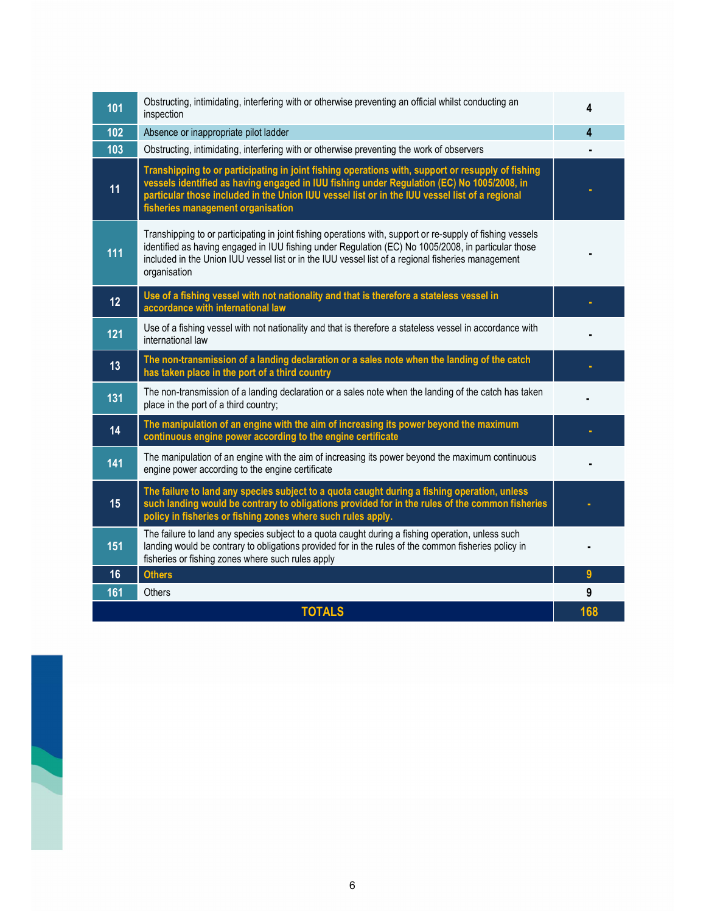| | | |
|---|---|---|
| 101 | Obstructing, intimidating, interfering with or otherwise preventing an official whilst conducting an inspection | 4 |
| 102 | Absence or inappropriate pilot ladder | 4 |
| 103 | Obstructing, intimidating, interfering with or otherwise preventing the work of observers | - |
| **11** | **Transhipping to or participating in joint fishing operations with, support or resupply of fishing vessels identified as having engaged in IUU fishing under Regulation (EC) No 1005/2008, in particular those included in the Union IUU vessel list or in the IUU vessel list of a regional fisheries management organisation** | **-** |
| 111 | Transhipping to or participating in joint fishing operations with, support or re-supply of fishing vessels identified as having engaged in IUU fishing under Regulation (EC) No 1005/2008, in particular those included in the Union IUU vessel list or in the IUU vessel list of a regional fisheries management organisation | - |
| **12** | **Use of a fishing vessel with not nationality and that is therefore a stateless vessel in accordance with international law** | **-** |
| 121 | Use of a fishing vessel with not nationality and that is therefore a stateless vessel in accordance with international law | - |
| **13** | **The non-transmission of a landing declaration or a sales note when the landing of the catch has taken place in the port of a third country** | **-** |
| 131 | The non-transmission of a landing declaration or a sales note when the landing of the catch has taken place in the port of a third country; | - |
| **14** | **The manipulation of an engine with the aim of increasing its power beyond the maximum continuous engine power according to the engine certificate** | **-** |
| 141 | The manipulation of an engine with the aim of increasing its power beyond the maximum continuous engine power according to the engine certificate | - |
| **15** | **The failure to land any species subject to a quota caught during a fishing operation, unless such landing would be contrary to obligations provided for in the rules of the common fisheries policy in fisheries or fishing zones where such rules apply.** | **-** |
| 151 | The failure to land any species subject to a quota caught during a fishing operation, unless such landing would be contrary to obligations provided for in the rules of the common fisheries policy in fisheries or fishing zones where such rules apply | - |
| **16** | **Others** | **9** |
| 161 | Others | 9 |
| **TOTALS** | | **168** |